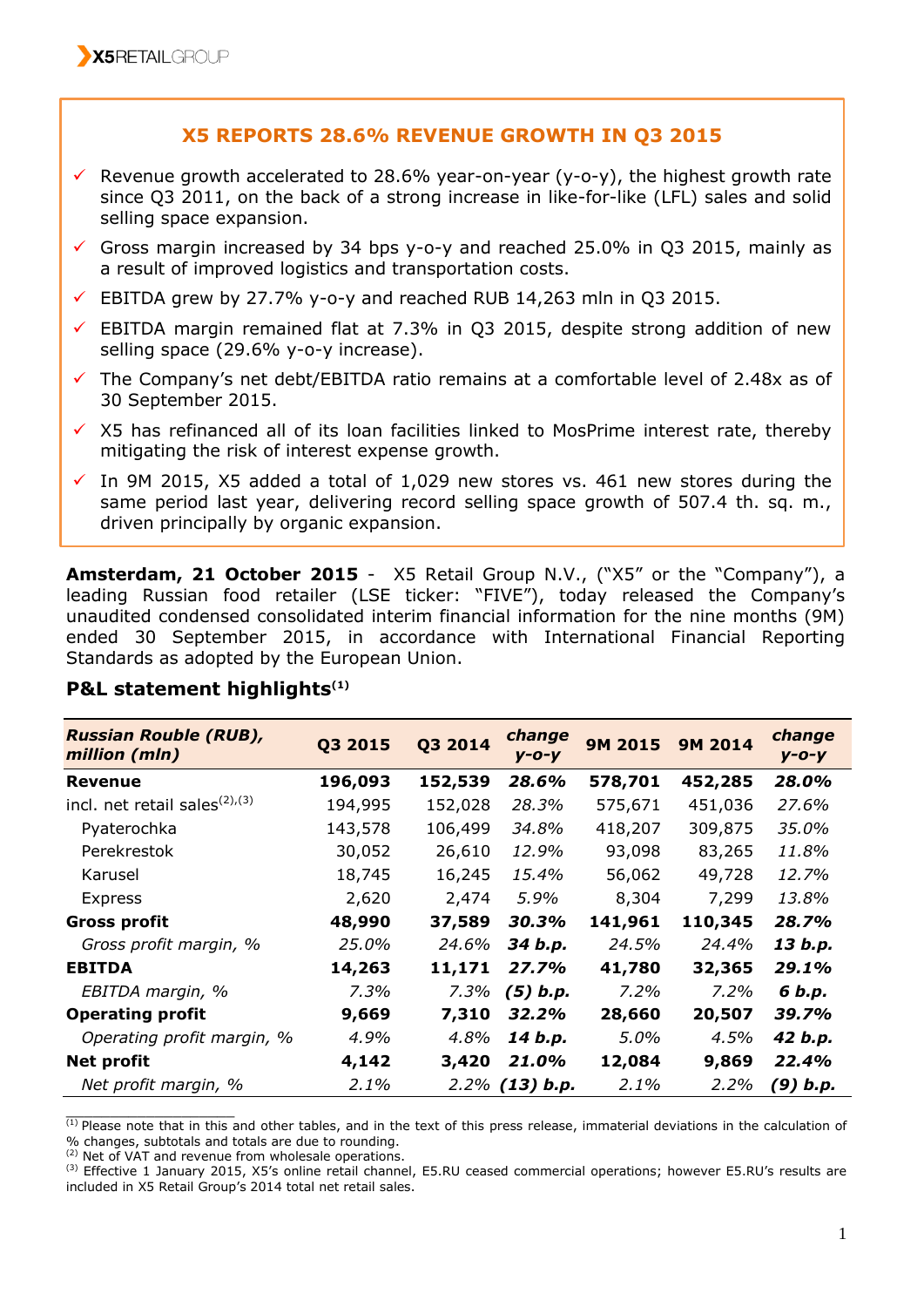## X5 REPORTS 28.6% REVENUE GROWTH IN Q3 2015

- ✓ Revenue growth accelerated to 28.6% year-on-year (y-o-y), the highest growth rate since Q3 2011, on the back of a strong increase in like-for-like (LFL) sales and solid selling space expansion.
- ✓ Gross margin increased by 34 bps y-o-y and reached 25.0% in Q3 2015, mainly as a result of improved logistics and transportation costs.
- ✓ EBITDA grew by 27.7% y-o-y and reached RUB 14,263 mln in Q3 2015.
- ✓ EBITDA margin remained flat at 7.3% in Q3 2015, despite strong addition of new selling space (29.6% y-o-y increase).
- ✓ The Company's net debt/EBITDA ratio remains at a comfortable level of 2.48x as of 30 September 2015.
- ✓ X5 has refinanced all of its loan facilities linked to MosPrime interest rate, thereby mitigating the risk of interest expense growth.
- ✓ In 9M 2015, X5 added a total of 1,029 new stores vs. 461 new stores during the same period last year, delivering record selling space growth of 507.4 th. sq. m., driven principally by organic expansion.

**Amsterdam, 21 October 2015** - X5 Retail Group N.V., ("X5" or the "Company"), a leading Russian food retailer (LSE ticker: "FIVE"), today released the Company's unaudited condensed consolidated interim financial information for the nine months (9M) ended 30 September 2015, in accordance with International Financial Reporting Standards as adopted by the European Union.

### P&L statement highlights[1]

| *Russian Rouble (RUB), million (mln)* | Q3 2015 | Q3 2014 | *change y-o-y* | 9M 2015 | 9M 2014 | *change y-o-y* |
|---|---|---|---|---|---|---|
| **Revenue** | **196,093** | **152,539** | ***28.6%*** | **578,701** | **452,285** | ***28.0%*** |
| incl. net retail sales[2],[3] | 194,995 | 152,028 | *28.3%* | 575,671 | 451,036 | *27.6%* |
| Pyaterochka | 143,578 | 106,499 | *34.8%* | 418,207 | 309,875 | *35.0%* |
| Perekrestok | 30,052 | 26,610 | *12.9%* | 93,098 | 83,265 | *11.8%* |
| Karusel | 18,745 | 16,245 | *15.4%* | 56,062 | 49,728 | *12.7%* |
| Express | 2,620 | 2,474 | *5.9%* | 8,304 | 7,299 | *13.8%* |
| **Gross profit** | **48,990** | **37,589** | ***30.3%*** | **141,961** | **110,345** | ***28.7%*** |
| *Gross profit margin, %* | *25.0%* | *24.6%* | ***34 b.p.*** | *24.5%* | *24.4%* | ***13 b.p.*** |
| **EBITDA** | **14,263** | **11,171** | ***27.7%*** | **41,780** | **32,365** | ***29.1%*** |
| *EBITDA margin, %* | *7.3%* | *7.3%* | ***(5) b.p.*** | *7.2%* | *7.2%* | ***6 b.p.*** |
| **Operating profit** | **9,669** | **7,310** | ***32.2%*** | **28,660** | **20,507** | ***39.7%*** |
| *Operating profit margin, %* | *4.9%* | *4.8%* | ***14 b.p.*** | *5.0%* | *4.5%* | ***42 b.p.*** |
| **Net profit** | **4,142** | **3,420** | ***21.0%*** | **12,084** | **9,869** | ***22.4%*** |
| *Net profit margin, %* | *2.1%* | *2.2%* | ***(13) b.p.*** | *2.1%* | *2.2%* | ***(9) b.p.*** |

[1] Please note that in this and other tables, and in the text of this press release, immaterial deviations in the calculation of % changes, subtotals and totals are due to rounding.
[2] Net of VAT and revenue from wholesale operations.
[3] Effective 1 January 2015, X5's online retail channel, E5.RU ceased commercial operations; however E5.RU's results are included in X5 Retail Group's 2014 total net retail sales.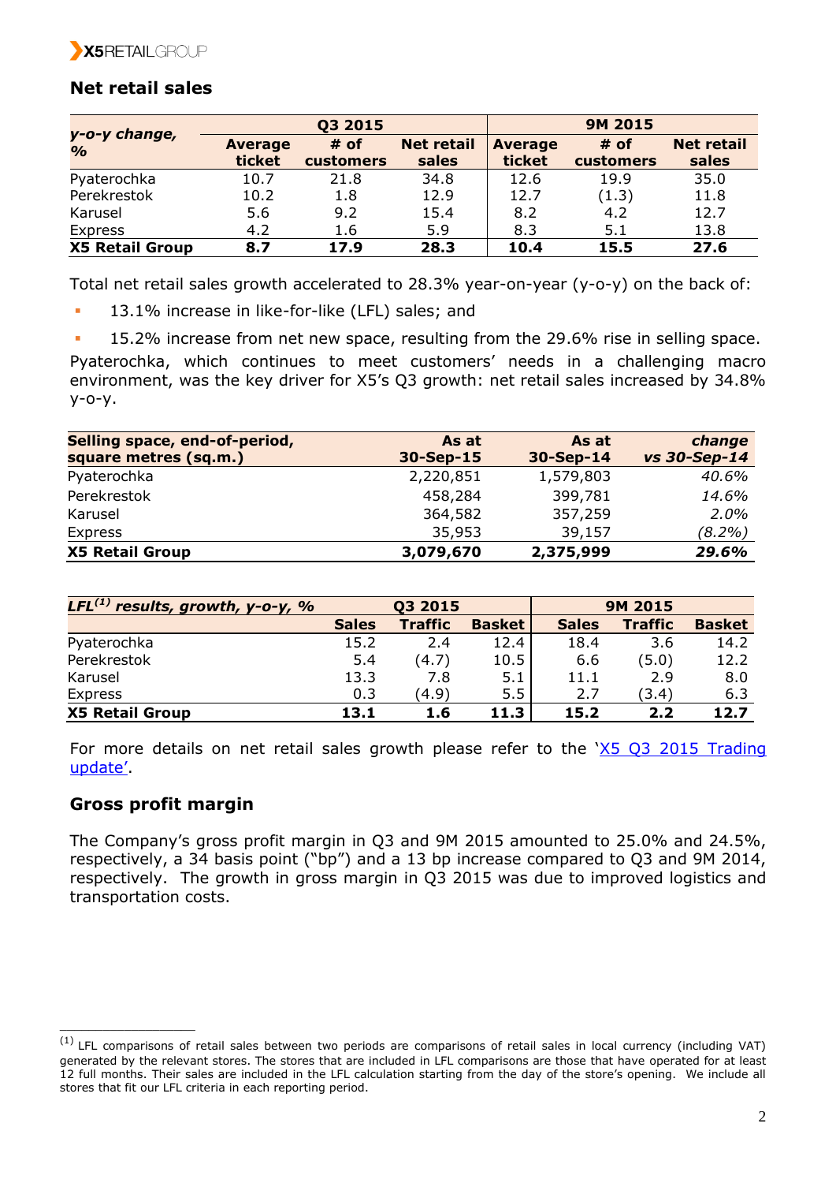## Net retail sales

| y-o-y change, % | Q3 2015 | | | 9M 2015 | | |
|---|---|---|---|---|---|---|
| | Average ticket | # of customers | Net retail sales | Average ticket | # of customers | Net retail sales |
| Pyaterochka | 10.7 | 21.8 | 34.8 | 12.6 | 19.9 | 35.0 |
| Perekrestok | 10.2 | 1.8 | 12.9 | 12.7 | (1.3) | 11.8 |
| Karusel | 5.6 | 9.2 | 15.4 | 8.2 | 4.2 | 12.7 |
| Express | 4.2 | 1.6 | 5.9 | 8.3 | 5.1 | 13.8 |
| **X5 Retail Group** | **8.7** | **17.9** | **28.3** | **10.4** | **15.5** | **27.6** |

Total net retail sales growth accelerated to 28.3% year-on-year (y-o-y) on the back of:

- 13.1% increase in like-for-like (LFL) sales; and
- 15.2% increase from net new space, resulting from the 29.6% rise in selling space.

Pyaterochka, which continues to meet customers' needs in a challenging macro environment, was the key driver for X5's Q3 growth: net retail sales increased by 34.8% y-o-y.

| Selling space, end-of-period, square metres (sq.m.) | As at 30-Sep-15 | As at 30-Sep-14 | *change vs 30-Sep-14* |
|---|---|---|---|
| Pyaterochka | 2,220,851 | 1,579,803 | *40.6%* |
| Perekrestok | 458,284 | 399,781 | *14.6%* |
| Karusel | 364,582 | 357,259 | *2.0%* |
| Express | 35,953 | 39,157 | *(8.2%)* |
| **X5 Retail Group** | **3,079,670** | **2,375,999** | ***29.6%*** |

| *LFL[1] results, growth, y-o-y, %* | Q3 2015 | | | 9M 2015 | | |
|---|---|---|---|---|---|---|
| | Sales | Traffic | Basket | Sales | Traffic | Basket |
| Pyaterochka | 15.2 | 2.4 | 12.4 | 18.4 | 3.6 | 14.2 |
| Perekrestok | 5.4 | (4.7) | 10.5 | 6.6 | (5.0) | 12.2 |
| Karusel | 13.3 | 7.8 | 5.1 | 11.1 | 2.9 | 8.0 |
| Express | 0.3 | (4.9) | 5.5 | 2.7 | (3.4) | 6.3 |
| **X5 Retail Group** | **13.1** | **1.6** | **11.3** | **15.2** | **2.2** | **12.7** |

For more details on net retail sales growth please refer to the 'X5 Q3 2015 Trading update'.

## Gross profit margin

The Company's gross profit margin in Q3 and 9M 2015 amounted to 25.0% and 24.5%, respectively, a 34 basis point ("bp") and a 13 bp increase compared to Q3 and 9M 2014, respectively. The growth in gross margin in Q3 2015 was due to improved logistics and transportation costs.

---

[1] LFL comparisons of retail sales between two periods are comparisons of retail sales in local currency (including VAT) generated by the relevant stores. The stores that are included in LFL comparisons are those that have operated for at least 12 full months. Their sales are included in the LFL calculation starting from the day of the store's opening. We include all stores that fit our LFL criteria in each reporting period.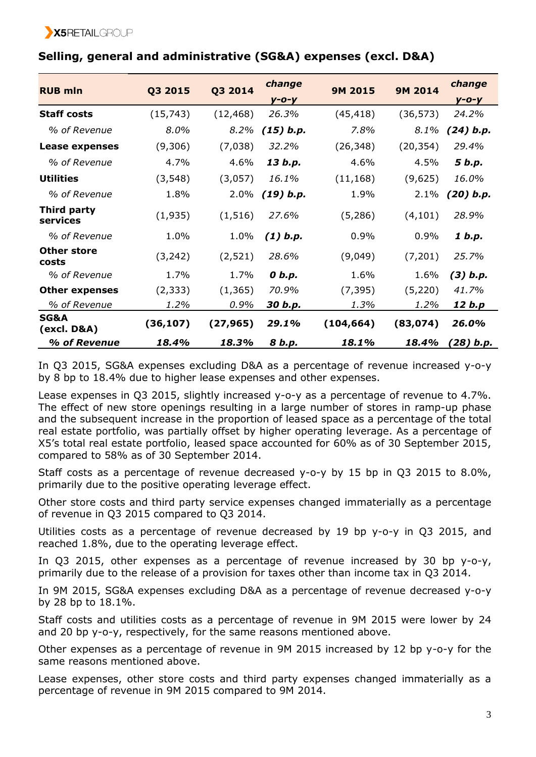## Selling, general and administrative (SG&A) expenses (excl. D&A)

| RUB mln | Q3 2015 | Q3 2014 | change y-o-y | 9M 2015 | 9M 2014 | change y-o-y |
|---|---|---|---|---|---|---|
| **Staff costs** | (15,743) | (12,468) | *26.3%* | (45,418) | (36,573) | *24.2%* |
| *% of Revenue* | *8.0%* | *8.2%* | ***(15) b.p.*** | *7.8%* | *8.1%* | ***(24) b.p.*** |
| **Lease expenses** | (9,306) | (7,038) | *32.2%* | (26,348) | (20,354) | *29.4%* |
| *% of Revenue* | 4.7% | 4.6% | ***13 b.p.*** | 4.6% | 4.5% | ***5 b.p.*** |
| **Utilities** | (3,548) | (3,057) | *16.1%* | (11,168) | (9,625) | *16.0%* |
| *% of Revenue* | 1.8% | 2.0% | ***(19) b.p.*** | 1.9% | 2.1% | ***(20) b.p.*** |
| **Third party services** | (1,935) | (1,516) | *27.6%* | (5,286) | (4,101) | *28.9%* |
| *% of Revenue* | 1.0% | 1.0% | ***(1) b.p.*** | 0.9% | 0.9% | ***1 b.p.*** |
| **Other store costs** | (3,242) | (2,521) | *28.6%* | (9,049) | (7,201) | *25.7%* |
| *% of Revenue* | 1.7% | 1.7% | ***0 b.p.*** | 1.6% | 1.6% | ***(3) b.p.*** |
| **Other expenses** | (2,333) | (1,365) | *70.9%* | (7,395) | (5,220) | *41.7%* |
| *% of Revenue* | *1.2%* | *0.9%* | ***30 b.p.*** | *1.3%* | *1.2%* | ***12 b.p*** |
| **SG&A (excl. D&A)** | **(36,107)** | **(27,965)** | ***29.1%*** | **(104,664)** | **(83,074)** | ***26.0%*** |
| ***% of Revenue*** | ***18.4%*** | ***18.3%*** | ***8 b.p.*** | ***18.1%*** | ***18.4%*** | ***(28) b.p.*** |

In Q3 2015, SG&A expenses excluding D&A as a percentage of revenue increased y-o-y by 8 bp to 18.4% due to higher lease expenses and other expenses.

Lease expenses in Q3 2015, slightly increased y-o-y as a percentage of revenue to 4.7%. The effect of new store openings resulting in a large number of stores in ramp-up phase and the subsequent increase in the proportion of leased space as a percentage of the total real estate portfolio, was partially offset by higher operating leverage. As a percentage of X5's total real estate portfolio, leased space accounted for 60% as of 30 September 2015, compared to 58% as of 30 September 2014.

Staff costs as a percentage of revenue decreased y-o-y by 15 bp in Q3 2015 to 8.0%, primarily due to the positive operating leverage effect.

Other store costs and third party service expenses changed immaterially as a percentage of revenue in Q3 2015 compared to Q3 2014.

Utilities costs as a percentage of revenue decreased by 19 bp y-o-y in Q3 2015, and reached 1.8%, due to the operating leverage effect.

In Q3 2015, other expenses as a percentage of revenue increased by 30 bp y-o-y, primarily due to the release of a provision for taxes other than income tax in Q3 2014.

In 9M 2015, SG&A expenses excluding D&A as a percentage of revenue decreased y-o-y by 28 bp to 18.1%.

Staff costs and utilities costs as a percentage of revenue in 9M 2015 were lower by 24 and 20 bp y-o-y, respectively, for the same reasons mentioned above.

Other expenses as a percentage of revenue in 9M 2015 increased by 12 bp y-o-y for the same reasons mentioned above.

Lease expenses, other store costs and third party expenses changed immaterially as a percentage of revenue in 9M 2015 compared to 9M 2014.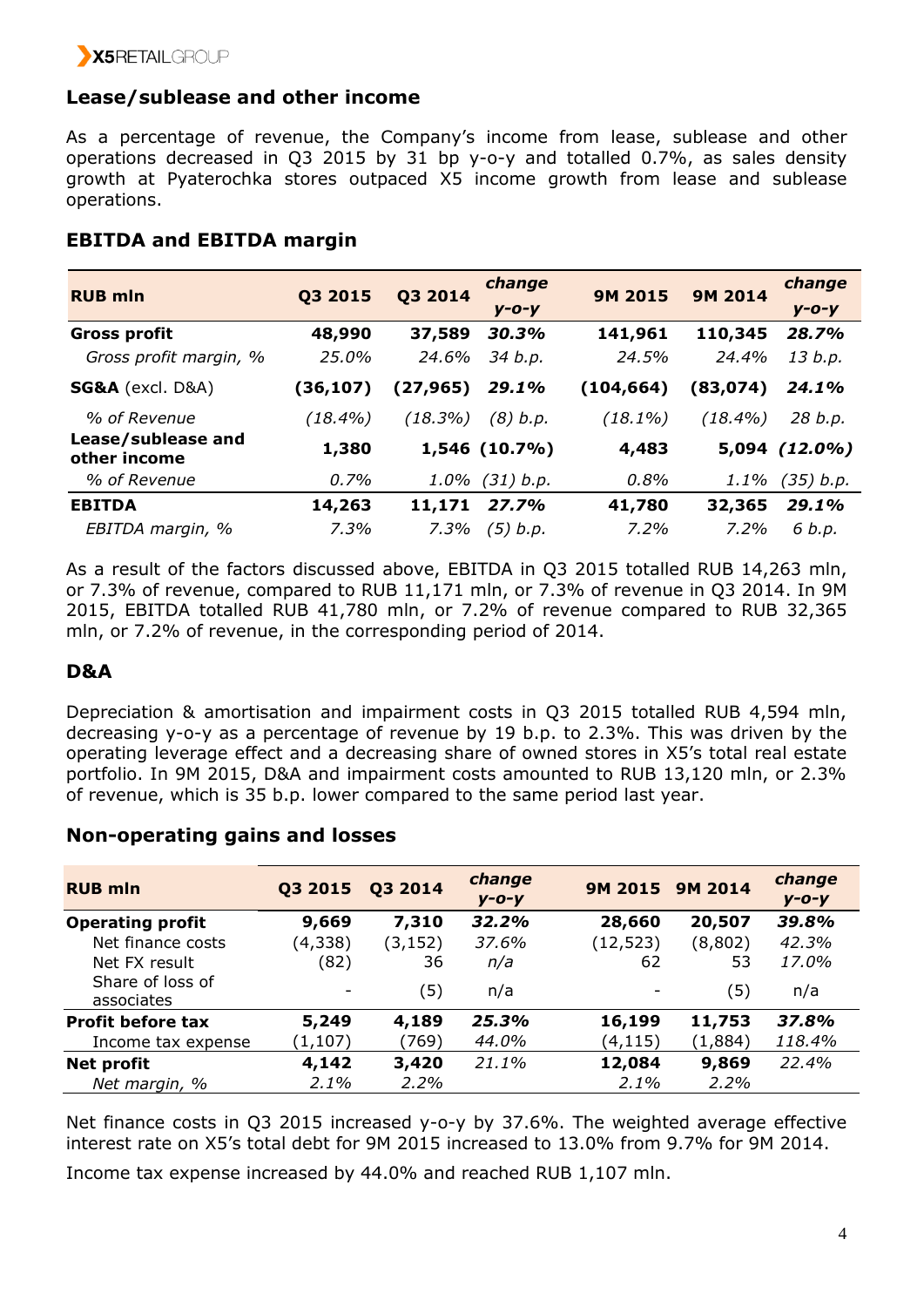## Lease/sublease and other income

As a percentage of revenue, the Company's income from lease, sublease and other operations decreased in Q3 2015 by 31 bp y-o-y and totalled 0.7%, as sales density growth at Pyaterochka stores outpaced X5 income growth from lease and sublease operations.

## EBITDA and EBITDA margin

| RUB mln | Q3 2015 | Q3 2014 | *change y-o-y* | 9M 2015 | 9M 2014 | *change y-o-y* |
|---|---|---|---|---|---|---|
| **Gross profit** | **48,990** | **37,589** | ***30.3%*** | **141,961** | **110,345** | ***28.7%*** |
| *Gross profit margin, %* | *25.0%* | *24.6%* | *34 b.p.* | *24.5%* | *24.4%* | *13 b.p.* |
| **SG&A** (excl. D&A) | **(36,107)** | **(27,965)** | ***29.1%*** | **(104,664)** | **(83,074)** | ***24.1%*** |
| *% of Revenue* | *(18.4%)* | *(18.3%)* | *(8) b.p.* | *(18.1%)* | *(18.4%)* | *28 b.p.* |
| **Lease/sublease and other income** | **1,380** | **1,546** | **(10.7%)** | **4,483** | **5,094** | ***(12.0%)*** |
| *% of Revenue* | *0.7%* | *1.0%* | *(31) b.p.* | *0.8%* | *1.1%* | *(35) b.p.* |
| **EBITDA** | **14,263** | **11,171** | ***27.7%*** | **41,780** | **32,365** | ***29.1%*** |
| *EBITDA margin, %* | *7.3%* | *7.3%* | *(5) b.p.* | *7.2%* | *7.2%* | *6 b.p.* |

As a result of the factors discussed above, EBITDA in Q3 2015 totalled RUB 14,263 mln, or 7.3% of revenue, compared to RUB 11,171 mln, or 7.3% of revenue in Q3 2014. In 9M 2015, EBITDA totalled RUB 41,780 mln, or 7.2% of revenue compared to RUB 32,365 mln, or 7.2% of revenue, in the corresponding period of 2014.

## D&A

Depreciation & amortisation and impairment costs in Q3 2015 totalled RUB 4,594 mln, decreasing y-o-y as a percentage of revenue by 19 b.p. to 2.3%. This was driven by the operating leverage effect and a decreasing share of owned stores in X5's total real estate portfolio. In 9M 2015, D&A and impairment costs amounted to RUB 13,120 mln, or 2.3% of revenue, which is 35 b.p. lower compared to the same period last year.

## Non-operating gains and losses

| RUB mln | Q3 2015 | Q3 2014 | *change y-o-y* | 9M 2015 | 9M 2014 | *change y-o-y* |
|---|---|---|---|---|---|---|
| **Operating profit** | **9,669** | **7,310** | ***32.2%*** | **28,660** | **20,507** | ***39.8%*** |
| Net finance costs | (4,338) | (3,152) | *37.6%* | (12,523) | (8,802) | *42.3%* |
| Net FX result | (82) | 36 | *n/a* | 62 | 53 | *17.0%* |
| Share of loss of associates | - | (5) | n/a | - | (5) | n/a |
| **Profit before tax** | **5,249** | **4,189** | ***25.3%*** | **16,199** | **11,753** | ***37.8%*** |
| Income tax expense | (1,107) | (769) | *44.0%* | (4,115) | (1,884) | *118.4%* |
| **Net profit** | **4,142** | **3,420** | *21.1%* | **12,084** | **9,869** | *22.4%* |
| *Net margin, %* | *2.1%* | *2.2%* | | *2.1%* | *2.2%* | |

Net finance costs in Q3 2015 increased y-o-y by 37.6%. The weighted average effective interest rate on X5's total debt for 9M 2015 increased to 13.0% from 9.7% for 9M 2014.

Income tax expense increased by 44.0% and reached RUB 1,107 mln.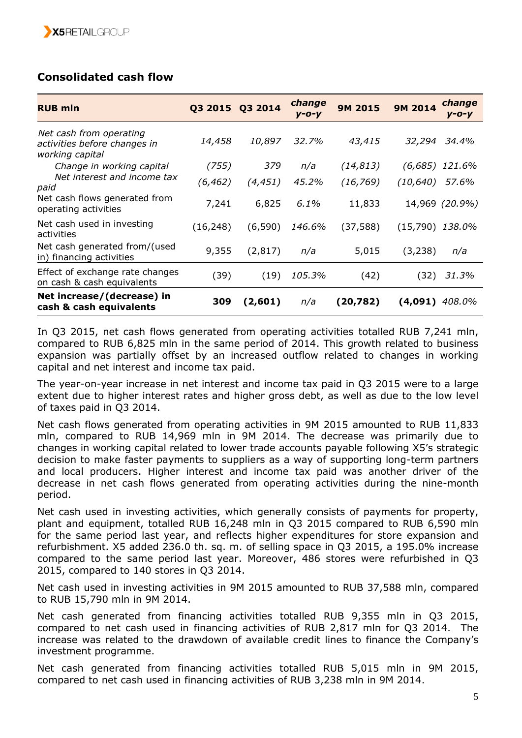## Consolidated cash flow

| RUB mln | Q3 2015 | Q3 2014 | change y-o-y | 9M 2015 | 9M 2014 | change y-o-y |
|---|---|---|---|---|---|---|
| *Net cash from operating activities before changes in working capital* | *14,458* | *10,897* | *32.7%* | *43,415* | *32,294* | *34.4%* |
| *Change in working capital* | *(755)* | *379* | *n/a* | *(14,813)* | *(6,685)* | *121.6%* |
| *Net interest and income tax paid* | *(6,462)* | *(4,451)* | *45.2%* | *(16,769)* | *(10,640)* | *57.6%* |
| Net cash flows generated from operating activities | 7,241 | 6,825 | *6.1%* | 11,833 | 14,969 | *(20.9%)* |
| Net cash used in investing activities | (16,248) | (6,590) | *146.6%* | (37,588) | (15,790) | *138.0%* |
| Net cash generated from/(used in) financing activities | 9,355 | (2,817) | *n/a* | 5,015 | (3,238) | *n/a* |
| Effect of exchange rate changes on cash & cash equivalents | (39) | (19) | *105.3%* | (42) | (32) | *31.3%* |
| **Net increase/(decrease) in cash & cash equivalents** | **309** | **(2,601)** | *n/a* | **(20,782)** | **(4,091)** | *408.0%* |

In Q3 2015, net cash flows generated from operating activities totalled RUB 7,241 mln, compared to RUB 6,825 mln in the same period of 2014. This growth related to business expansion was partially offset by an increased outflow related to changes in working capital and net interest and income tax paid.

The year-on-year increase in net interest and income tax paid in Q3 2015 were to a large extent due to higher interest rates and higher gross debt, as well as due to the low level of taxes paid in Q3 2014.

Net cash flows generated from operating activities in 9M 2015 amounted to RUB 11,833 mln, compared to RUB 14,969 mln in 9M 2014. The decrease was primarily due to changes in working capital related to lower trade accounts payable following X5's strategic decision to make faster payments to suppliers as a way of supporting long-term partners and local producers. Higher interest and income tax paid was another driver of the decrease in net cash flows generated from operating activities during the nine-month period.

Net cash used in investing activities, which generally consists of payments for property, plant and equipment, totalled RUB 16,248 mln in Q3 2015 compared to RUB 6,590 mln for the same period last year, and reflects higher expenditures for store expansion and refurbishment. X5 added 236.0 th. sq. m. of selling space in Q3 2015, a 195.0% increase compared to the same period last year. Moreover, 486 stores were refurbished in Q3 2015, compared to 140 stores in Q3 2014.

Net cash used in investing activities in 9M 2015 amounted to RUB 37,588 mln, compared to RUB 15,790 mln in 9M 2014.

Net cash generated from financing activities totalled RUB 9,355 mln in Q3 2015, compared to net cash used in financing activities of RUB 2,817 mln for Q3 2014. The increase was related to the drawdown of available credit lines to finance the Company's investment programme.

Net cash generated from financing activities totalled RUB 5,015 mln in 9M 2015, compared to net cash used in financing activities of RUB 3,238 mln in 9M 2014.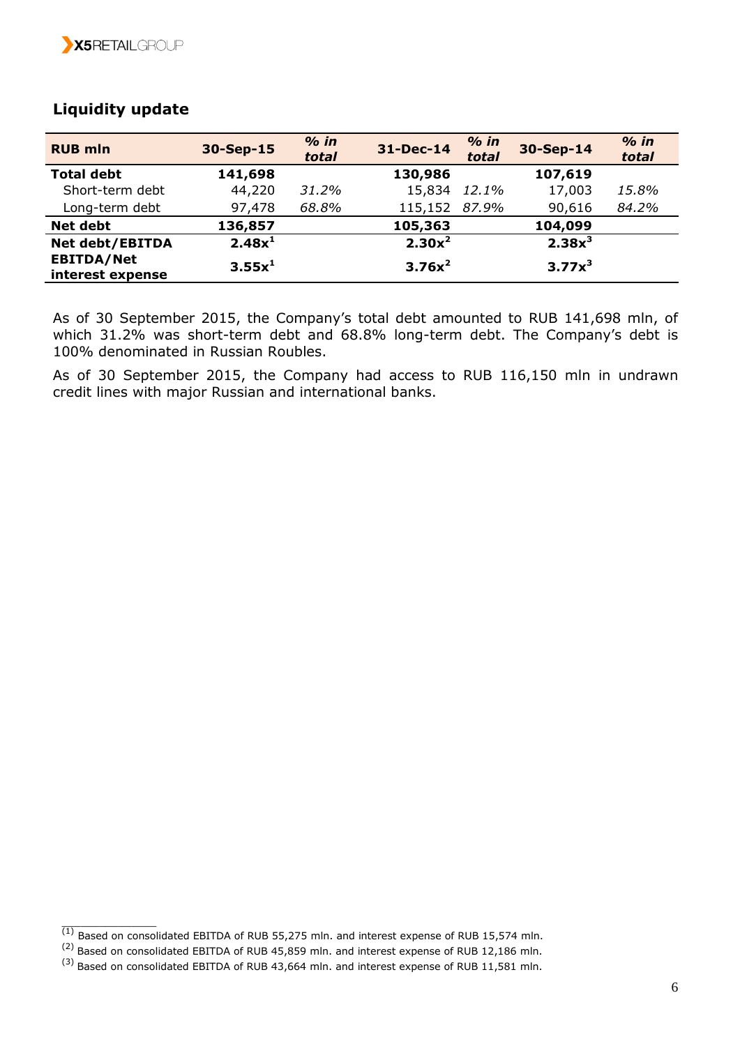## Liquidity update

| RUB mln | 30-Sep-15 | *% in total* | 31-Dec-14 | *% in total* | 30-Sep-14 | *% in total* |
|---|---|---|---|---|---|---|
| **Total debt** | **141,698** | | **130,986** | | **107,619** | |
| Short-term debt | 44,220 | *31.2%* | 15,834 | *12.1%* | 17,003 | *15.8%* |
| Long-term debt | 97,478 | *68.8%* | 115,152 | *87.9%* | 90,616 | *84.2%* |
| **Net debt** | **136,857** | | **105,363** | | **104,099** | |
| **Net debt/EBITDA** | **2.48x**[1] | | **2.30x**[2] | | **2.38x**[3] | |
| **EBITDA/Net interest expense** | **3.55x**[1] | | **3.76x**[2] | | **3.77x**[3] | |

As of 30 September 2015, the Company's total debt amounted to RUB 141,698 mln, of which 31.2% was short-term debt and 68.8% long-term debt. The Company's debt is 100% denominated in Russian Roubles.

As of 30 September 2015, the Company had access to RUB 116,150 mln in undrawn credit lines with major Russian and international banks.

---

(1) Based on consolidated EBITDA of RUB 55,275 mln. and interest expense of RUB 15,574 mln.

(2) Based on consolidated EBITDA of RUB 45,859 mln. and interest expense of RUB 12,186 mln.

(3) Based on consolidated EBITDA of RUB 43,664 mln. and interest expense of RUB 11,581 mln.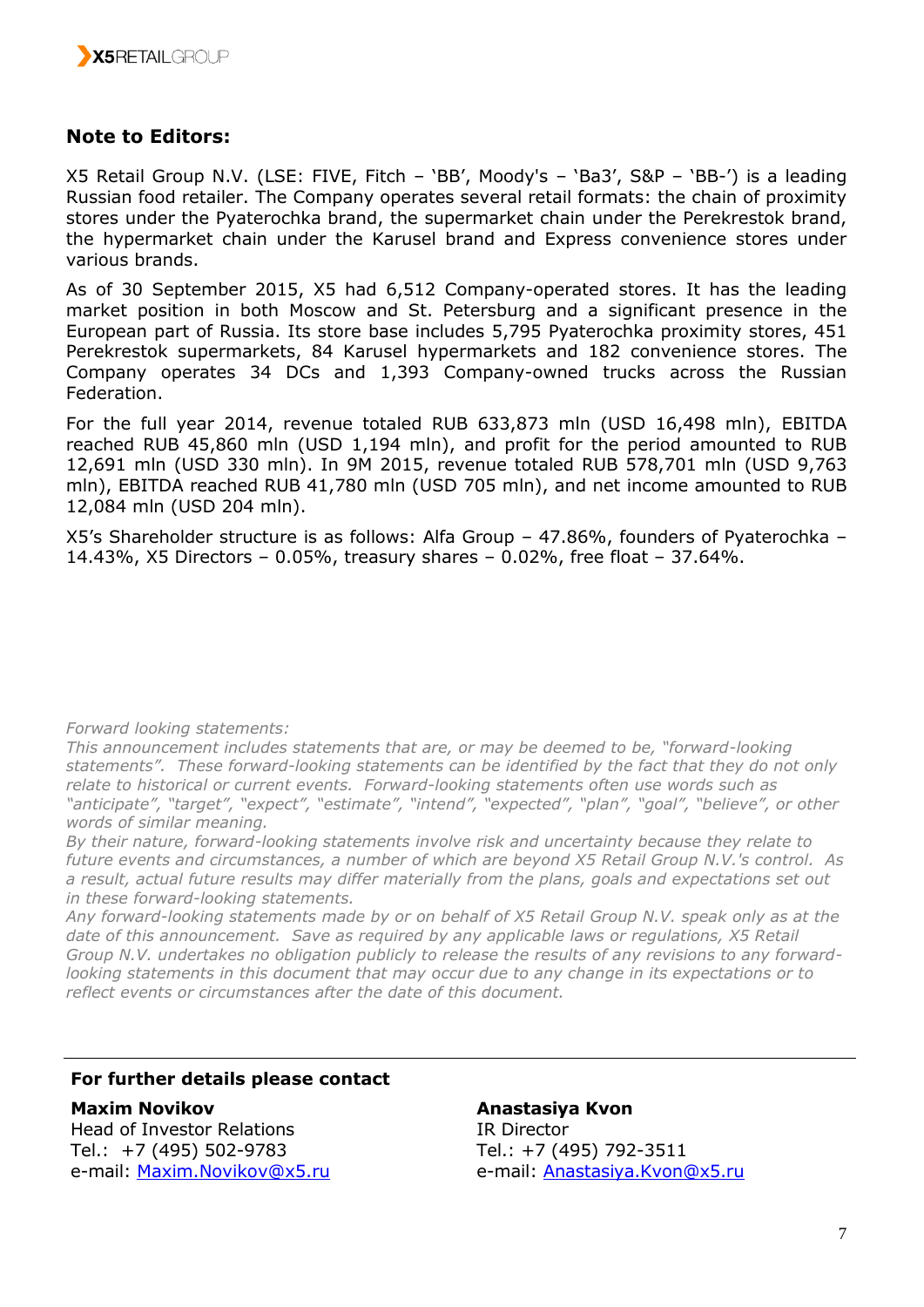## Note to Editors:

X5 Retail Group N.V. (LSE: FIVE, Fitch – 'BB', Moody's – 'Ba3', S&P – 'BB-') is a leading Russian food retailer. The Company operates several retail formats: the chain of proximity stores under the Pyaterochka brand, the supermarket chain under the Perekrestok brand, the hypermarket chain under the Karusel brand and Express convenience stores under various brands.

As of 30 September 2015, X5 had 6,512 Company-operated stores. It has the leading market position in both Moscow and St. Petersburg and a significant presence in the European part of Russia. Its store base includes 5,795 Pyaterochka proximity stores, 451 Perekrestok supermarkets, 84 Karusel hypermarkets and 182 convenience stores. The Company operates 34 DCs and 1,393 Company-owned trucks across the Russian Federation.

For the full year 2014, revenue totaled RUB 633,873 mln (USD 16,498 mln), EBITDA reached RUB 45,860 mln (USD 1,194 mln), and profit for the period amounted to RUB 12,691 mln (USD 330 mln). In 9M 2015, revenue totaled RUB 578,701 mln (USD 9,763 mln), EBITDA reached RUB 41,780 mln (USD 705 mln), and net income amounted to RUB 12,084 mln (USD 204 mln).

X5's Shareholder structure is as follows: Alfa Group – 47.86%, founders of Pyaterochka – 14.43%, X5 Directors – 0.05%, treasury shares – 0.02%, free float – 37.64%.

*Forward looking statements:*

*This announcement includes statements that are, or may be deemed to be, "forward-looking statements". These forward-looking statements can be identified by the fact that they do not only relate to historical or current events. Forward-looking statements often use words such as "anticipate", "target", "expect", "estimate", "intend", "expected", "plan", "goal", "believe", or other words of similar meaning.*

*By their nature, forward-looking statements involve risk and uncertainty because they relate to future events and circumstances, a number of which are beyond X5 Retail Group N.V.'s control. As a result, actual future results may differ materially from the plans, goals and expectations set out in these forward-looking statements.*

*Any forward-looking statements made by or on behalf of X5 Retail Group N.V. speak only as at the date of this announcement. Save as required by any applicable laws or regulations, X5 Retail Group N.V. undertakes no obligation publicly to release the results of any revisions to any forward-looking statements in this document that may occur due to any change in its expectations or to reflect events or circumstances after the date of this document.*

---

**For further details please contact**

**Maxim Novikov**
Head of Investor Relations
Tel.: +7 (495) 502-9783
e-mail: Maxim.Novikov@x5.ru

**Anastasiya Kvon**
IR Director
Tel.: +7 (495) 792-3511
e-mail: Anastasiya.Kvon@x5.ru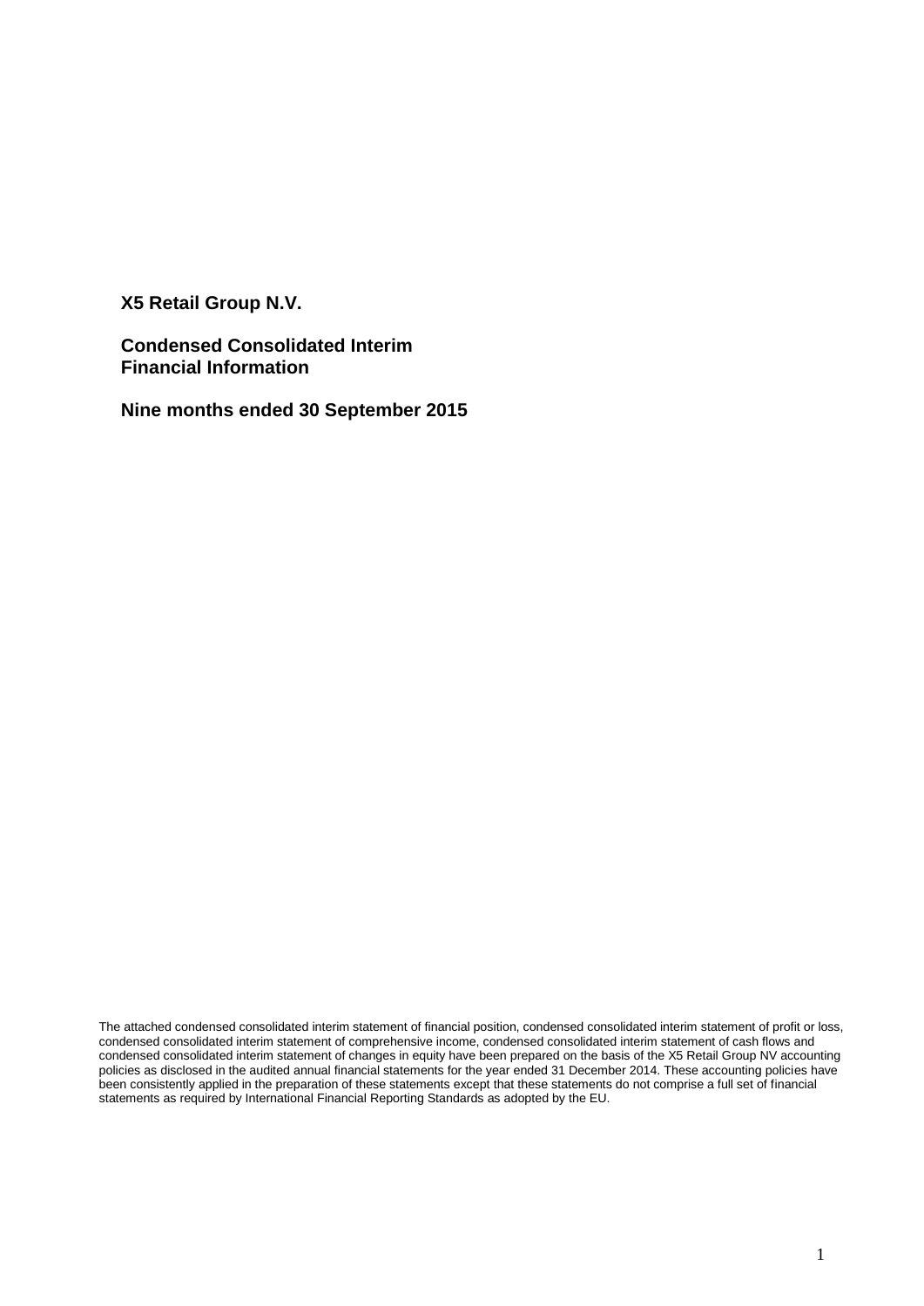**X5 Retail Group N.V.**

**Condensed Consolidated Interim Financial Information**

**Nine months ended 30 September 2015**

The attached condensed consolidated interim statement of financial position, condensed consolidated interim statement of profit or loss, condensed consolidated interim statement of comprehensive income, condensed consolidated interim statement of cash flows and condensed consolidated interim statement of changes in equity have been prepared on the basis of the X5 Retail Group NV accounting policies as disclosed in the audited annual financial statements for the year ended 31 December 2014. These accounting policies have been consistently applied in the preparation of these statements except that these statements do not comprise a full set of financial statements as required by International Financial Reporting Standards as adopted by the EU.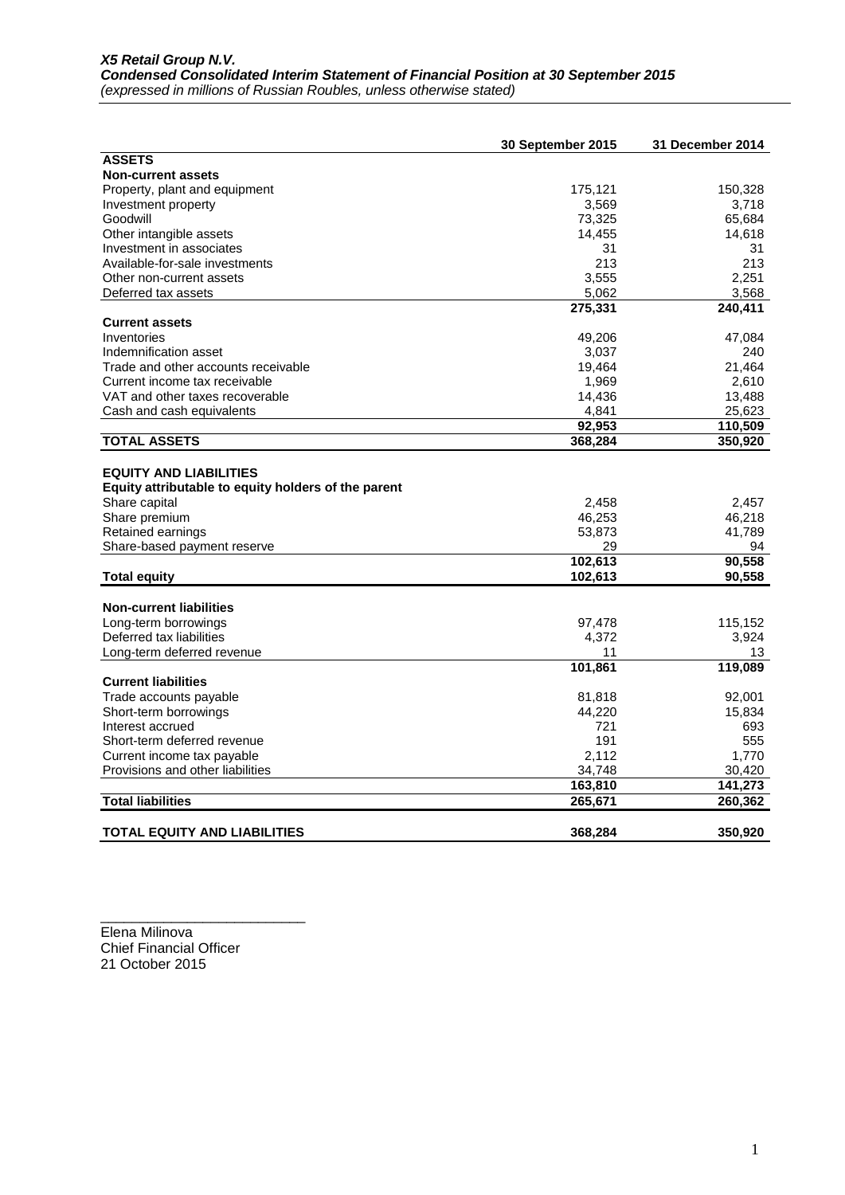***X5 Retail Group N.V.***
***Condensed Consolidated Interim Statement of Financial Position at 30 September 2015***
*(expressed in millions of Russian Roubles, unless otherwise stated)*

| | 30 September 2015 | 31 December 2014 |
|---|---|---|
| **ASSETS** | | |
| **Non-current assets** | | |
| Property, plant and equipment | 175,121 | 150,328 |
| Investment property | 3,569 | 3,718 |
| Goodwill | 73,325 | 65,684 |
| Other intangible assets | 14,455 | 14,618 |
| Investment in associates | 31 | 31 |
| Available-for-sale investments | 213 | 213 |
| Other non-current assets | 3,555 | 2,251 |
| Deferred tax assets | 5,062 | 3,568 |
| | **275,331** | **240,411** |
| **Current assets** | | |
| Inventories | 49,206 | 47,084 |
| Indemnification asset | 3,037 | 240 |
| Trade and other accounts receivable | 19,464 | 21,464 |
| Current income tax receivable | 1,969 | 2,610 |
| VAT and other taxes recoverable | 14,436 | 13,488 |
| Cash and cash equivalents | 4,841 | 25,623 |
| | **92,953** | **110,509** |
| **TOTAL ASSETS** | **368,284** | **350,920** |
| | | |
| **EQUITY AND LIABILITIES** | | |
| **Equity attributable to equity holders of the parent** | | |
| Share capital | 2,458 | 2,457 |
| Share premium | 46,253 | 46,218 |
| Retained earnings | 53,873 | 41,789 |
| Share-based payment reserve | 29 | 94 |
| | **102,613** | **90,558** |
| **Total equity** | **102,613** | **90,558** |
| | | |
| **Non-current liabilities** | | |
| Long-term borrowings | 97,478 | 115,152 |
| Deferred tax liabilities | 4,372 | 3,924 |
| Long-term deferred revenue | 11 | 13 |
| | **101,861** | **119,089** |
| **Current liabilities** | | |
| Trade accounts payable | 81,818 | 92,001 |
| Short-term borrowings | 44,220 | 15,834 |
| Interest accrued | 721 | 693 |
| Short-term deferred revenue | 191 | 555 |
| Current income tax payable | 2,112 | 1,770 |
| Provisions and other liabilities | 34,748 | 30,420 |
| | **163,810** | **141,273** |
| **Total liabilities** | **265,671** | **260,362** |
| | | |
| **TOTAL EQUITY AND LIABILITIES** | **368,284** | **350,920** |

\_\_\_\_\_\_\_\_\_\_\_\_\_\_\_\_\_\_\_\_\_\_\_\_\_\_

Elena Milinova
Chief Financial Officer
21 October 2015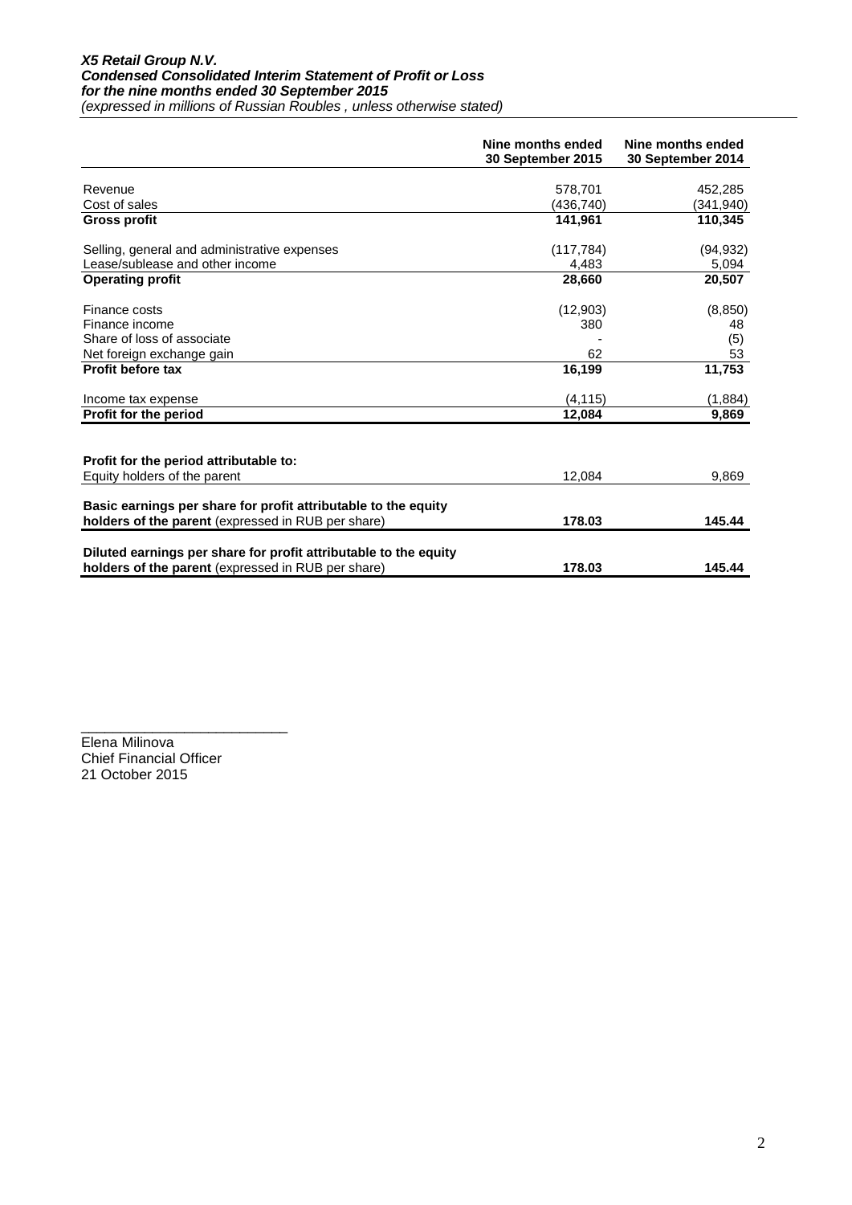***X5 Retail Group N.V.***
***Condensed Consolidated Interim Statement of Profit or Loss***
***for the nine months ended 30 September 2015***
*(expressed in millions of Russian Roubles , unless otherwise stated)*

| | Nine months ended 30 September 2015 | Nine months ended 30 September 2014 |
|---|---|---|
| Revenue | 578,701 | 452,285 |
| Cost of sales | (436,740) | (341,940) |
| **Gross profit** | **141,961** | **110,345** |
| Selling, general and administrative expenses | (117,784) | (94,932) |
| Lease/sublease and other income | 4,483 | 5,094 |
| **Operating profit** | **28,660** | **20,507** |
| Finance costs | (12,903) | (8,850) |
| Finance income | 380 | 48 |
| Share of loss of associate | - | (5) |
| Net foreign exchange gain | 62 | 53 |
| **Profit before tax** | **16,199** | **11,753** |
| Income tax expense | (4,115) | (1,884) |
| **Profit for the period** | **12,084** | **9,869** |
| **Profit for the period attributable to:** | | |
| Equity holders of the parent | 12,084 | 9,869 |
| **Basic earnings per share for profit attributable to the equity holders of the parent** (expressed in RUB per share) | **178.03** | **145.44** |
| **Diluted earnings per share for profit attributable to the equity holders of the parent** (expressed in RUB per share) | **178.03** | **145.44** |

\_\_\_\_\_\_\_\_\_\_\_\_\_\_\_\_\_\_\_\_\_\_\_\_\_\_

Elena Milinova
Chief Financial Officer
21 October 2015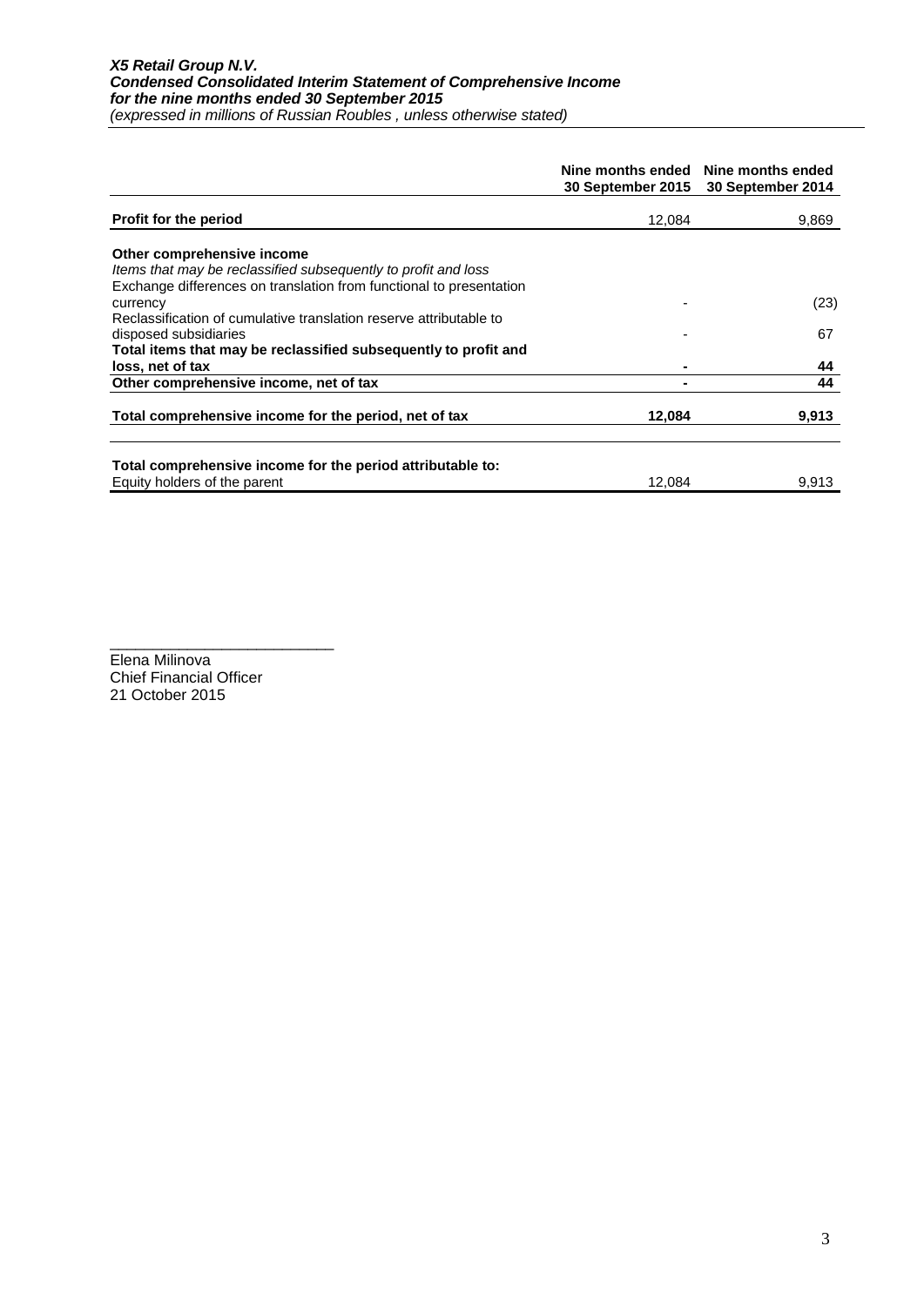***X5 Retail Group N.V.***
***Condensed Consolidated Interim Statement of Comprehensive Income***
***for the nine months ended 30 September 2015***
*(expressed in millions of Russian Roubles , unless otherwise stated)*

| | Nine months ended 30 September 2015 | Nine months ended 30 September 2014 |
|---|---|---|
| **Profit for the period** | 12,084 | 9,869 |
| **Other comprehensive income** | | |
| *Items that may be reclassified subsequently to profit and loss* | | |
| Exchange differences on translation from functional to presentation currency | - | (23) |
| Reclassification of cumulative translation reserve attributable to disposed subsidiaries | - | 67 |
| **Total items that may be reclassified subsequently to profit and loss, net of tax** | **-** | **44** |
| **Other comprehensive income, net of tax** | **-** | **44** |
| **Total comprehensive income for the period, net of tax** | **12,084** | **9,913** |
| **Total comprehensive income for the period attributable to:** | | |
| Equity holders of the parent | 12,084 | 9,913 |

\_\_\_\_\_\_\_\_\_\_\_\_\_\_\_\_\_\_\_\_\_\_\_\_\_\_

Elena Milinova
Chief Financial Officer
21 October 2015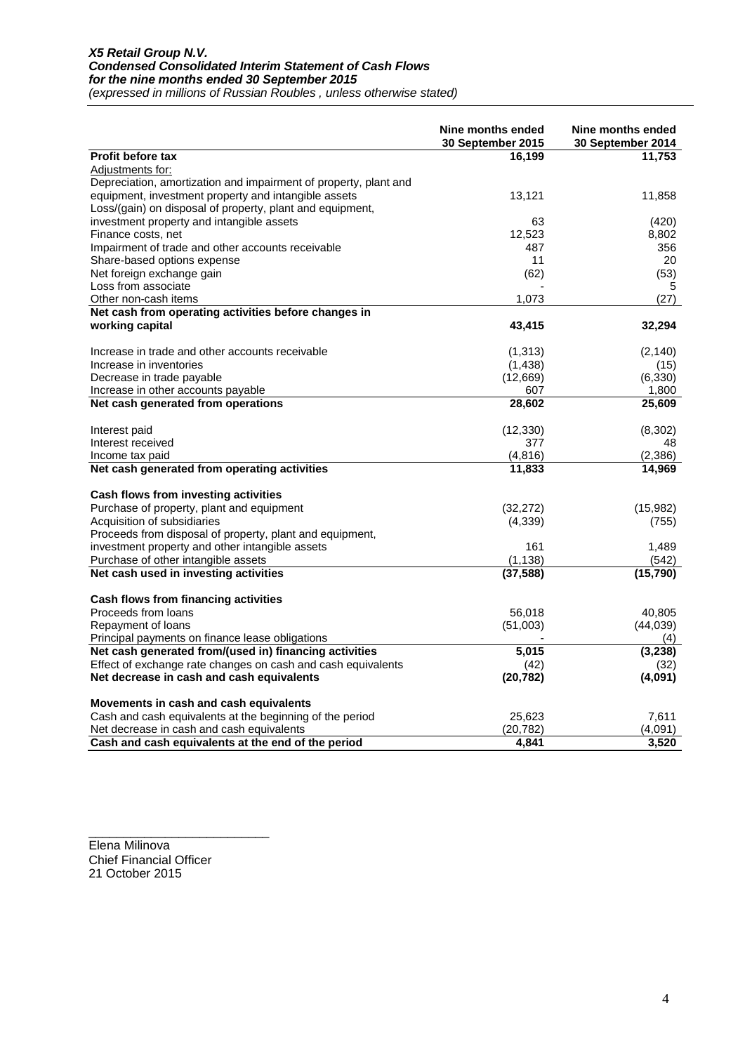***X5 Retail Group N.V.***
***Condensed Consolidated Interim Statement of Cash Flows***
***for the nine months ended 30 September 2015***
*(expressed in millions of Russian Roubles , unless otherwise stated)*

| | Nine months ended 30 September 2015 | Nine months ended 30 September 2014 |
|---|---|---|
| **Profit before tax** | **16,199** | **11,753** |
| Adjustments for: | | |
| Depreciation, amortization and impairment of property, plant and equipment, investment property and intangible assets | 13,121 | 11,858 |
| Loss/(gain) on disposal of property, plant and equipment, investment property and intangible assets | 63 | (420) |
| Finance costs, net | 12,523 | 8,802 |
| Impairment of trade and other accounts receivable | 487 | 356 |
| Share-based options expense | 11 | 20 |
| Net foreign exchange gain | (62) | (53) |
| Loss from associate | - | 5 |
| Other non-cash items | 1,073 | (27) |
| **Net cash from operating activities before changes in working capital** | **43,415** | **32,294** |
| Increase in trade and other accounts receivable | (1,313) | (2,140) |
| Increase in inventories | (1,438) | (15) |
| Decrease in trade payable | (12,669) | (6,330) |
| Increase in other accounts payable | 607 | 1,800 |
| **Net cash generated from operations** | **28,602** | **25,609** |
| Interest paid | (12,330) | (8,302) |
| Interest received | 377 | 48 |
| Income tax paid | (4,816) | (2,386) |
| **Net cash generated from operating activities** | **11,833** | **14,969** |
| **Cash flows from investing activities** | | |
| Purchase of property, plant and equipment | (32,272) | (15,982) |
| Acquisition of subsidiaries | (4,339) | (755) |
| Proceeds from disposal of property, plant and equipment, investment property and other intangible assets | 161 | 1,489 |
| Purchase of other intangible assets | (1,138) | (542) |
| **Net cash used in investing activities** | **(37,588)** | **(15,790)** |
| **Cash flows from financing activities** | | |
| Proceeds from loans | 56,018 | 40,805 |
| Repayment of loans | (51,003) | (44,039) |
| Principal payments on finance lease obligations | - | (4) |
| **Net cash generated from/(used in) financing activities** | **5,015** | **(3,238)** |
| Effect of exchange rate changes on cash and cash equivalents | (42) | (32) |
| **Net decrease in cash and cash equivalents** | **(20,782)** | **(4,091)** |
| **Movements in cash and cash equivalents** | | |
| Cash and cash equivalents at the beginning of the period | 25,623 | 7,611 |
| Net decrease in cash and cash equivalents | (20,782) | (4,091) |
| **Cash and cash equivalents at the end of the period** | **4,841** | **3,520** |

\_\_\_\_\_\_\_\_\_\_\_\_\_\_\_\_\_\_\_\_\_\_\_\_\_\_

Elena Milinova
Chief Financial Officer
21 October 2015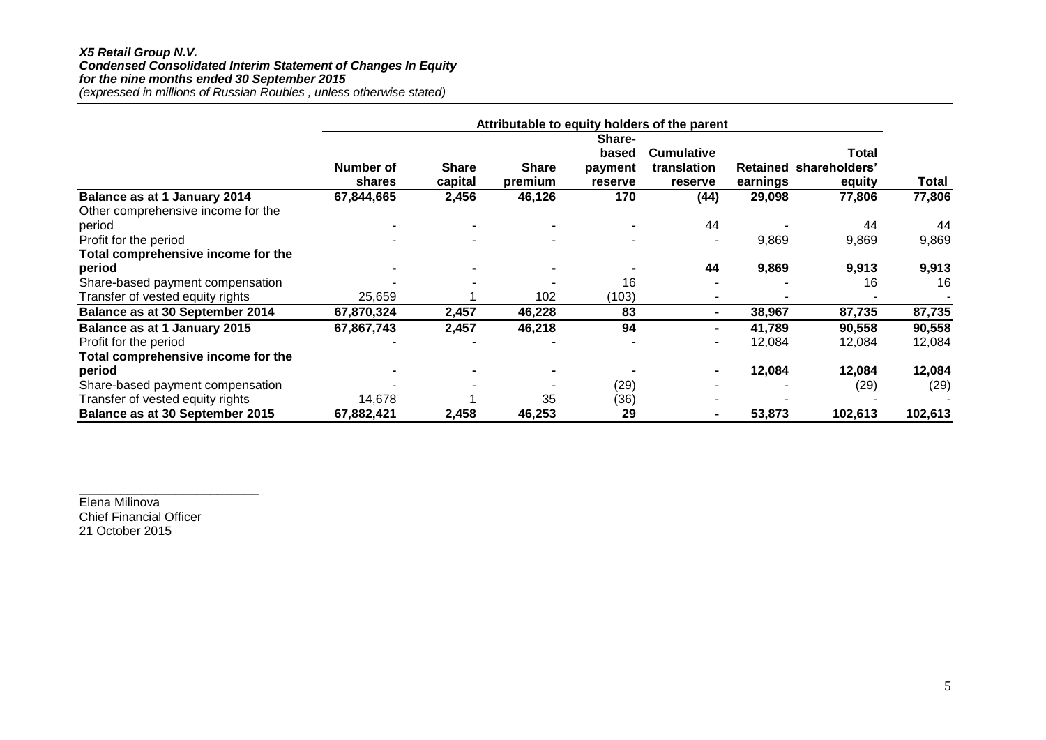*X5 Retail Group N.V.*
***Condensed Consolidated Interim Statement of Changes In Equity***
***for the nine months ended 30 September 2015***
*(expressed in millions of Russian Roubles , unless otherwise stated)*

| | Attributable to equity holders of the parent | | | | | | | |
|---|---|---|---|---|---|---|---|---|
| | **Number of shares** | **Share capital** | **Share premium** | **Share-based payment reserve** | **Cumulative translation reserve** | **Retained earnings** | **Total shareholders' equity** | **Total** |
| **Balance as at 1 January 2014** | **67,844,665** | **2,456** | **46,126** | **170** | **(44)** | **29,098** | **77,806** | **77,806** |
| Other comprehensive income for the period | - | - | - | - | 44 | - | 44 | 44 |
| Profit for the period | - | - | - | - | - | 9,869 | 9,869 | 9,869 |
| **Total comprehensive income for the period** | **-** | **-** | **-** | **-** | **44** | **9,869** | **9,913** | **9,913** |
| Share-based payment compensation | - | - | - | 16 | - | - | 16 | 16 |
| Transfer of vested equity rights | 25,659 | 1 | 102 | (103) | - | - | - | - |
| **Balance as at 30 September 2014** | **67,870,324** | **2,457** | **46,228** | **83** | **-** | **38,967** | **87,735** | **87,735** |
| **Balance as at 1 January 2015** | **67,867,743** | **2,457** | **46,218** | **94** | **-** | **41,789** | **90,558** | **90,558** |
| Profit for the period | - | - | - | - | - | 12,084 | 12,084 | 12,084 |
| **Total comprehensive income for the period** | **-** | **-** | **-** | **-** | **-** | **12,084** | **12,084** | **12,084** |
| Share-based payment compensation | - | - | - | (29) | - | - | (29) | (29) |
| Transfer of vested equity rights | 14,678 | 1 | 35 | (36) | - | - | - | - |
| **Balance as at 30 September 2015** | **67,882,421** | **2,458** | **46,253** | **29** | **-** | **53,873** | **102,613** | **102,613** |

\_\_\_\_\_\_\_\_\_\_\_\_\_\_\_\_\_\_\_\_\_\_\_\_\_\_

Elena Milinova
Chief Financial Officer
21 October 2015